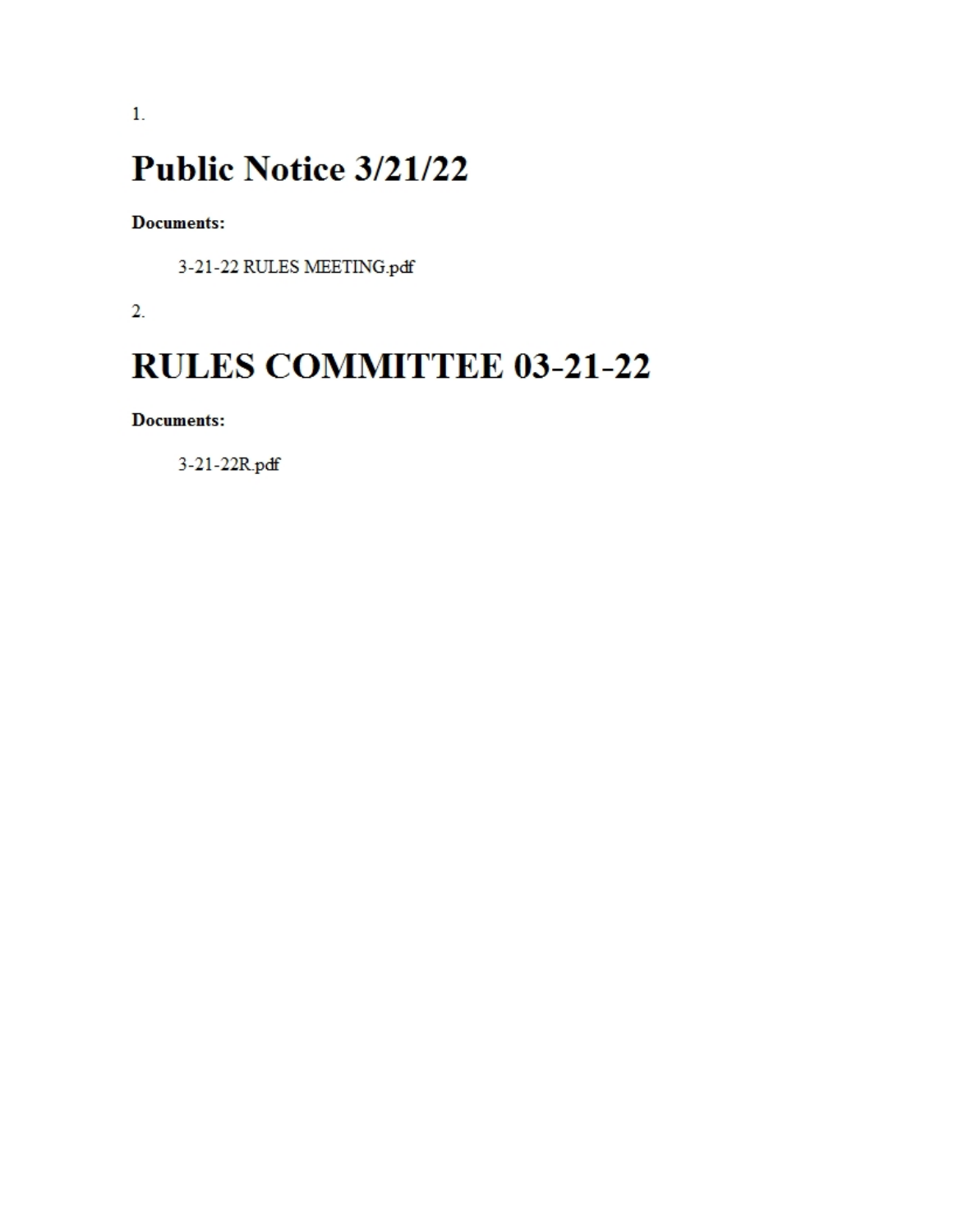1.

# Public Notice 3/21/22

**Documents:**

3-21-22 RULES MEETING.pdf

2.

# RULES COMMITTEE 03-21-22

**Documents:**

3-21-22R.pdf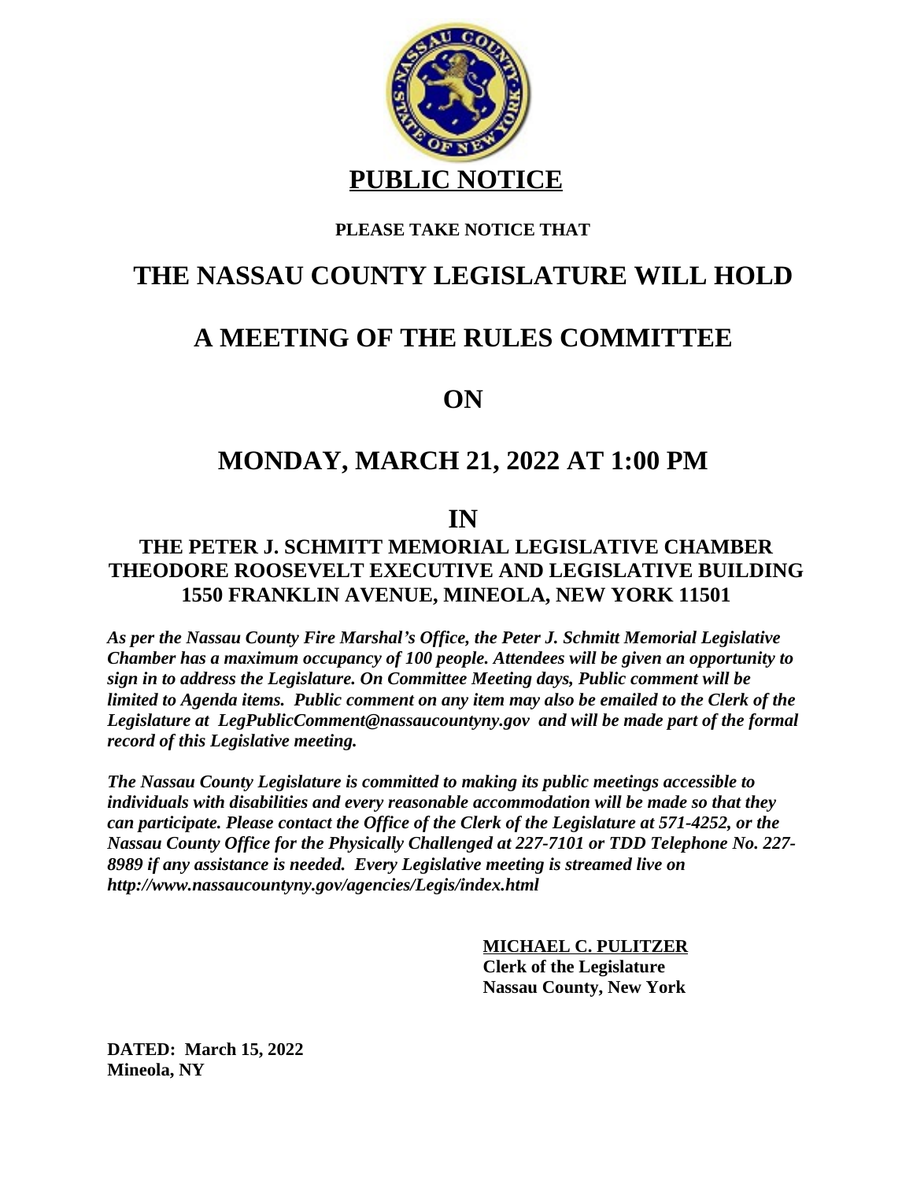# PUBLIC NOTICE

**PLEASE TAKE NOTICE THAT**

## THE NASSAU COUNTY LEGISLATURE WILL HOLD

## A MEETING OF THE RULES COMMITTEE

## ON

## MONDAY, MARCH 21, 2022 AT 1:00 PM

## IN

### THE PETER J. SCHMITT MEMORIAL LEGISLATIVE CHAMBER
### THEODORE ROOSEVELT EXECUTIVE AND LEGISLATIVE BUILDING
### 1550 FRANKLIN AVENUE, MINEOLA, NEW YORK 11501

***As per the Nassau County Fire Marshal's Office, the Peter J. Schmitt Memorial Legislative Chamber has a maximum occupancy of 100 people. Attendees will be given an opportunity to sign in to address the Legislature. On Committee Meeting days, Public comment will be limited to Agenda items. Public comment on any item may also be emailed to the Clerk of the Legislature at LegPublicComment@nassaucountyny.gov and will be made part of the formal record of this Legislative meeting.***

***The Nassau County Legislature is committed to making its public meetings accessible to individuals with disabilities and every reasonable accommodation will be made so that they can participate. Please contact the Office of the Clerk of the Legislature at 571-4252, or the Nassau County Office for the Physically Challenged at 227-7101 or TDD Telephone No. 227-8989 if any assistance is needed. Every Legislative meeting is streamed live on http://www.nassaucountyny.gov/agencies/Legis/index.html***

**MICHAEL C. PULITZER**
**Clerk of the Legislature**
**Nassau County, New York**

**DATED: March 15, 2022**
**Mineola, NY**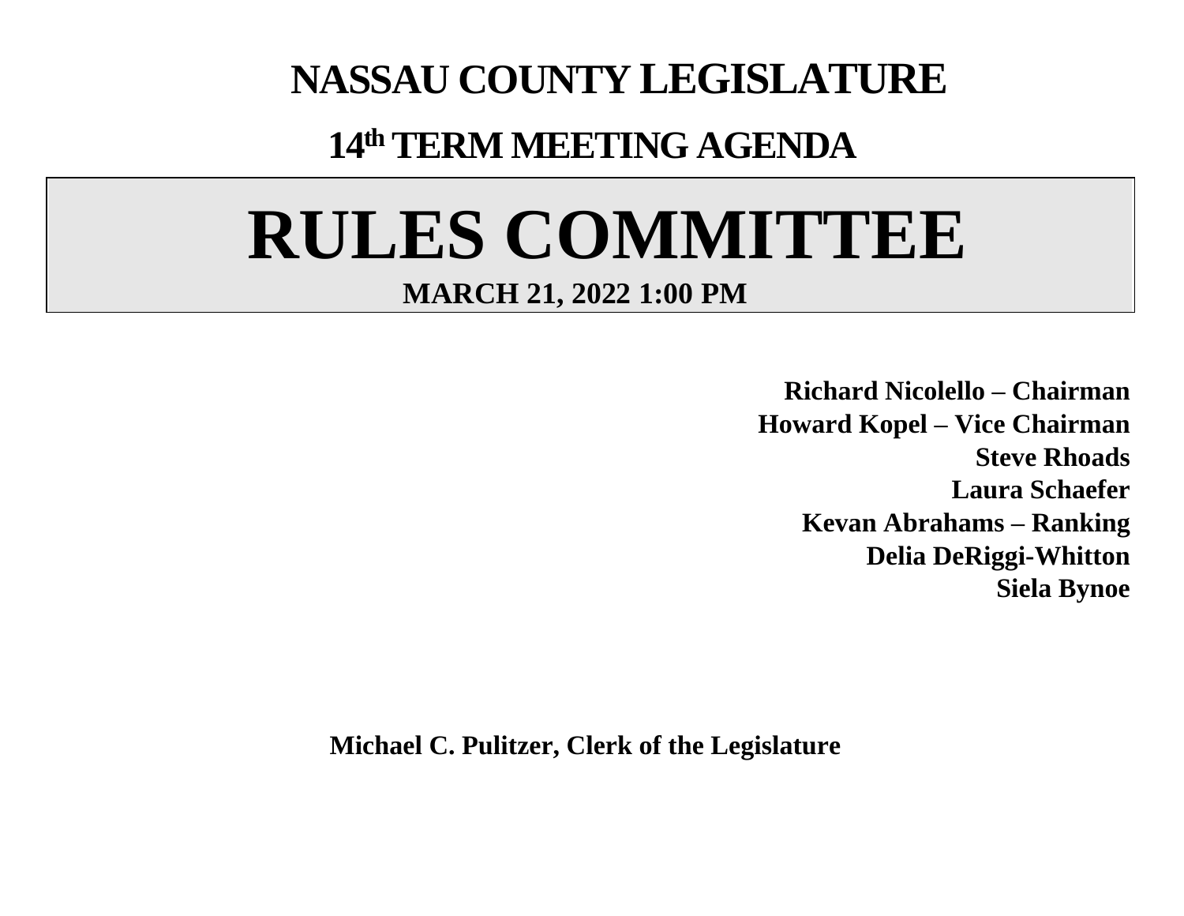# NASSAU COUNTY LEGISLATURE

## 14th TERM MEETING AGENDA

# RULES COMMITTEE

**MARCH 21, 2022 1:00 PM**

**Richard Nicolello – Chairman**
**Howard Kopel – Vice Chairman**
**Steve Rhoads**
**Laura Schaefer**
**Kevan Abrahams – Ranking**
**Delia DeRiggi-Whitton**
**Siela Bynoe**

**Michael C. Pulitzer, Clerk of the Legislature**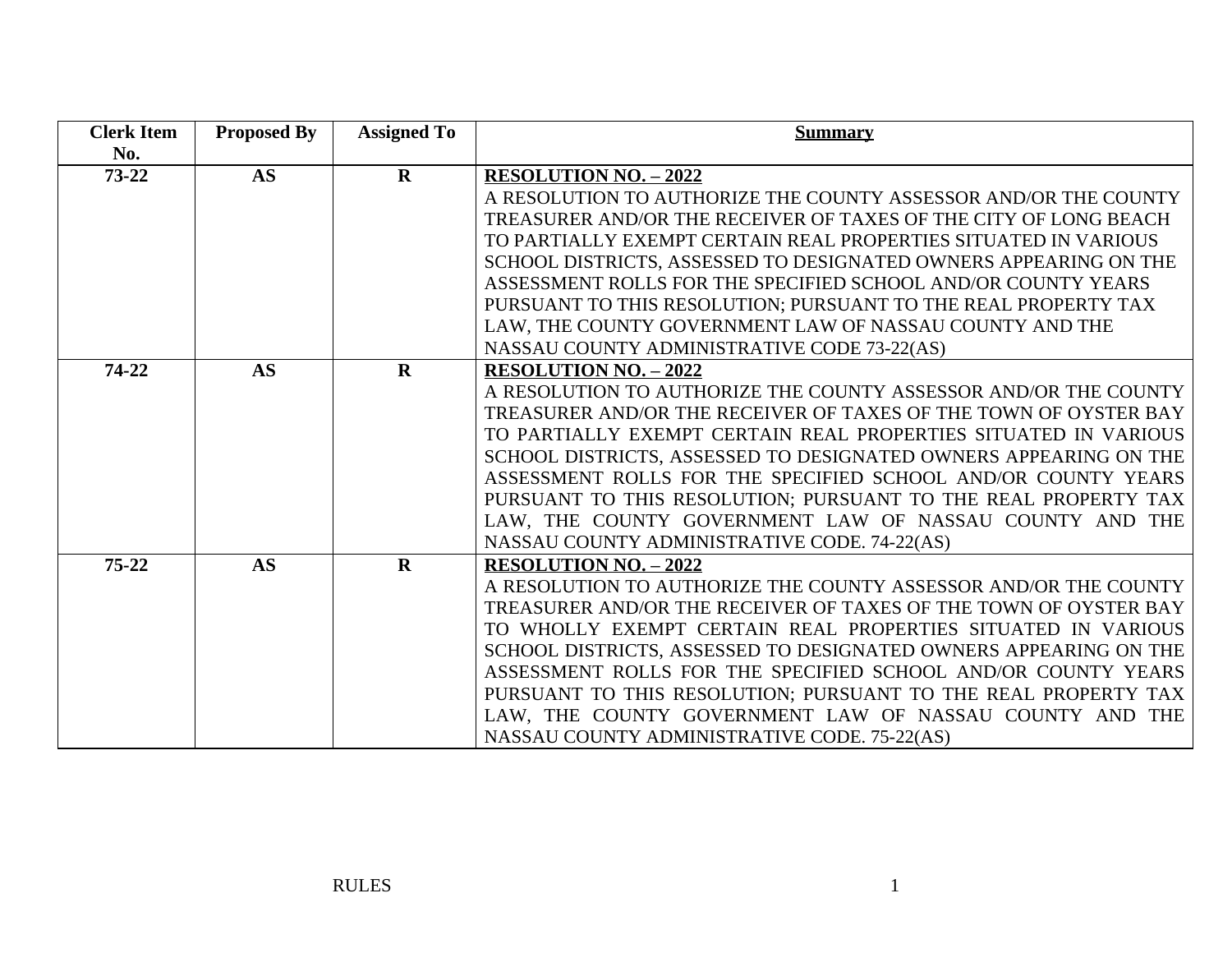| Clerk Item No. | Proposed By | Assigned To | Summary |
|---|---|---|---|
| 73-22 | AS | R | **RESOLUTION NO. – 2022** A RESOLUTION TO AUTHORIZE THE COUNTY ASSESSOR AND/OR THE COUNTY TREASURER AND/OR THE RECEIVER OF TAXES OF THE CITY OF LONG BEACH TO PARTIALLY EXEMPT CERTAIN REAL PROPERTIES SITUATED IN VARIOUS SCHOOL DISTRICTS, ASSESSED TO DESIGNATED OWNERS APPEARING ON THE ASSESSMENT ROLLS FOR THE SPECIFIED SCHOOL AND/OR COUNTY YEARS PURSUANT TO THIS RESOLUTION; PURSUANT TO THE REAL PROPERTY TAX LAW, THE COUNTY GOVERNMENT LAW OF NASSAU COUNTY AND THE NASSAU COUNTY ADMINISTRATIVE CODE 73-22(AS) |
| 74-22 | AS | R | **RESOLUTION NO. – 2022** A RESOLUTION TO AUTHORIZE THE COUNTY ASSESSOR AND/OR THE COUNTY TREASURER AND/OR THE RECEIVER OF TAXES OF THE TOWN OF OYSTER BAY TO PARTIALLY EXEMPT CERTAIN REAL PROPERTIES SITUATED IN VARIOUS SCHOOL DISTRICTS, ASSESSED TO DESIGNATED OWNERS APPEARING ON THE ASSESSMENT ROLLS FOR THE SPECIFIED SCHOOL AND/OR COUNTY YEARS PURSUANT TO THIS RESOLUTION; PURSUANT TO THE REAL PROPERTY TAX LAW, THE COUNTY GOVERNMENT LAW OF NASSAU COUNTY AND THE NASSAU COUNTY ADMINISTRATIVE CODE. 74-22(AS) |
| 75-22 | AS | R | **RESOLUTION NO. – 2022** A RESOLUTION TO AUTHORIZE THE COUNTY ASSESSOR AND/OR THE COUNTY TREASURER AND/OR THE RECEIVER OF TAXES OF THE TOWN OF OYSTER BAY TO WHOLLY EXEMPT CERTAIN REAL PROPERTIES SITUATED IN VARIOUS SCHOOL DISTRICTS, ASSESSED TO DESIGNATED OWNERS APPEARING ON THE ASSESSMENT ROLLS FOR THE SPECIFIED SCHOOL AND/OR COUNTY YEARS PURSUANT TO THIS RESOLUTION; PURSUANT TO THE REAL PROPERTY TAX LAW, THE COUNTY GOVERNMENT LAW OF NASSAU COUNTY AND THE NASSAU COUNTY ADMINISTRATIVE CODE. 75-22(AS) |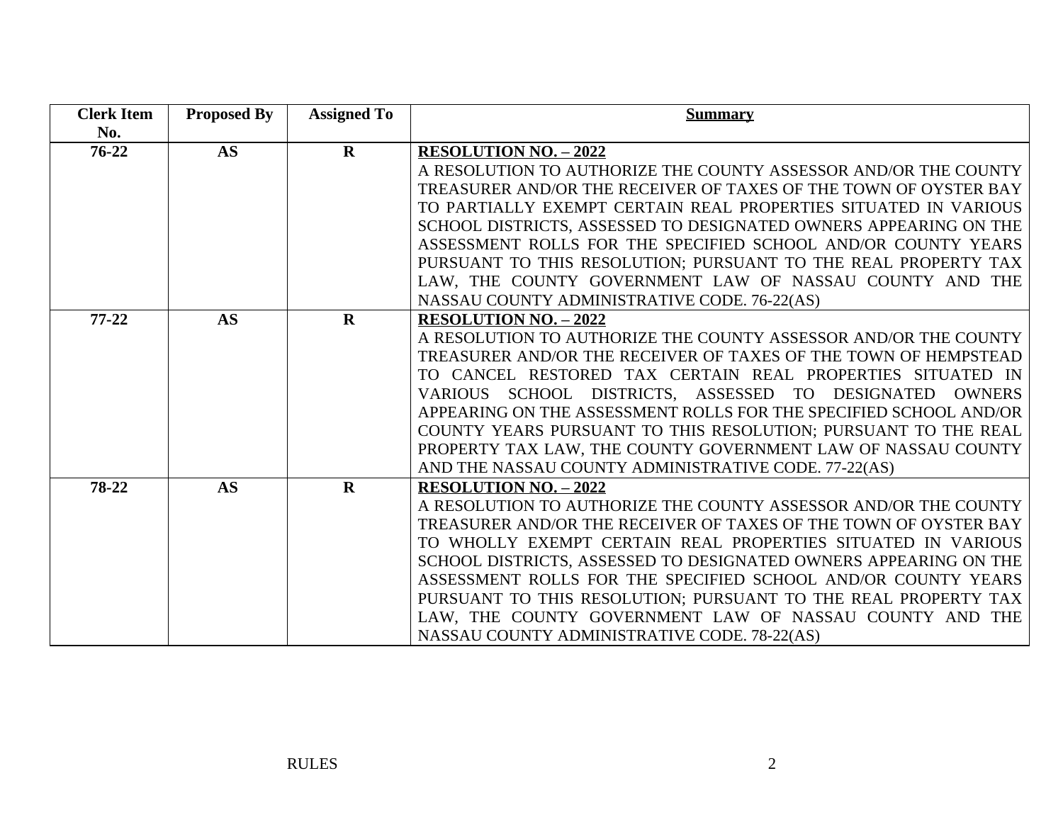| Clerk Item No. | Proposed By | Assigned To | Summary |
|---|---|---|---|
| 76-22 | AS | R | **RESOLUTION NO. – 2022** A RESOLUTION TO AUTHORIZE THE COUNTY ASSESSOR AND/OR THE COUNTY TREASURER AND/OR THE RECEIVER OF TAXES OF THE TOWN OF OYSTER BAY TO PARTIALLY EXEMPT CERTAIN REAL PROPERTIES SITUATED IN VARIOUS SCHOOL DISTRICTS, ASSESSED TO DESIGNATED OWNERS APPEARING ON THE ASSESSMENT ROLLS FOR THE SPECIFIED SCHOOL AND/OR COUNTY YEARS PURSUANT TO THIS RESOLUTION; PURSUANT TO THE REAL PROPERTY TAX LAW, THE COUNTY GOVERNMENT LAW OF NASSAU COUNTY AND THE NASSAU COUNTY ADMINISTRATIVE CODE. 76-22(AS) |
| 77-22 | AS | R | **RESOLUTION NO. – 2022** A RESOLUTION TO AUTHORIZE THE COUNTY ASSESSOR AND/OR THE COUNTY TREASURER AND/OR THE RECEIVER OF TAXES OF THE TOWN OF HEMPSTEAD TO CANCEL RESTORED TAX CERTAIN REAL PROPERTIES SITUATED IN VARIOUS SCHOOL DISTRICTS, ASSESSED TO DESIGNATED OWNERS APPEARING ON THE ASSESSMENT ROLLS FOR THE SPECIFIED SCHOOL AND/OR COUNTY YEARS PURSUANT TO THIS RESOLUTION; PURSUANT TO THE REAL PROPERTY TAX LAW, THE COUNTY GOVERNMENT LAW OF NASSAU COUNTY AND THE NASSAU COUNTY ADMINISTRATIVE CODE. 77-22(AS) |
| 78-22 | AS | R | **RESOLUTION NO. – 2022** A RESOLUTION TO AUTHORIZE THE COUNTY ASSESSOR AND/OR THE COUNTY TREASURER AND/OR THE RECEIVER OF TAXES OF THE TOWN OF OYSTER BAY TO WHOLLY EXEMPT CERTAIN REAL PROPERTIES SITUATED IN VARIOUS SCHOOL DISTRICTS, ASSESSED TO DESIGNATED OWNERS APPEARING ON THE ASSESSMENT ROLLS FOR THE SPECIFIED SCHOOL AND/OR COUNTY YEARS PURSUANT TO THIS RESOLUTION; PURSUANT TO THE REAL PROPERTY TAX LAW, THE COUNTY GOVERNMENT LAW OF NASSAU COUNTY AND THE NASSAU COUNTY ADMINISTRATIVE CODE. 78-22(AS) |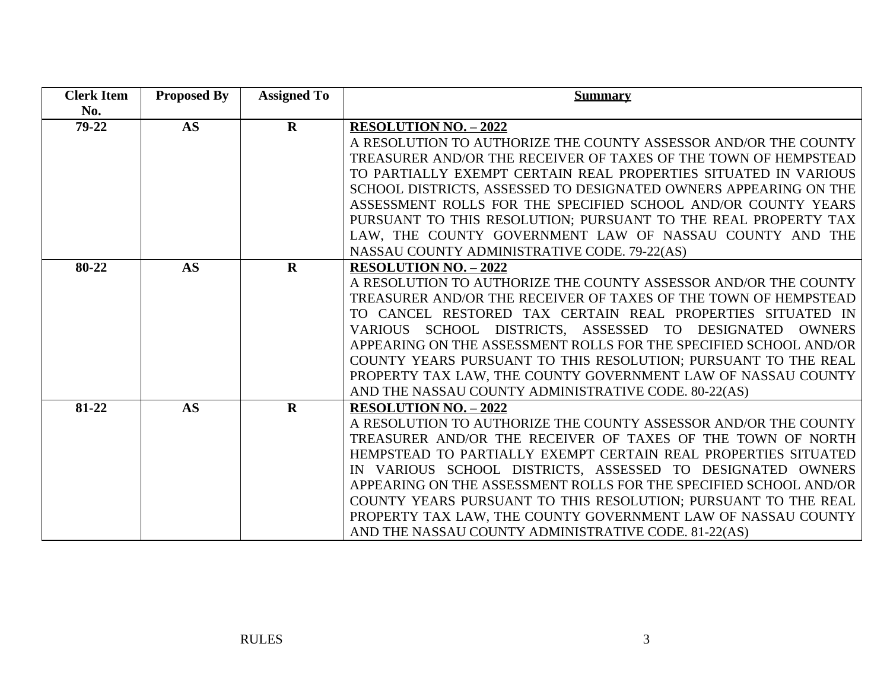| Clerk Item No. | Proposed By | Assigned To | Summary |
|---|---|---|---|
| 79-22 | AS | R | **RESOLUTION NO. – 2022** A RESOLUTION TO AUTHORIZE THE COUNTY ASSESSOR AND/OR THE COUNTY TREASURER AND/OR THE RECEIVER OF TAXES OF THE TOWN OF HEMPSTEAD TO PARTIALLY EXEMPT CERTAIN REAL PROPERTIES SITUATED IN VARIOUS SCHOOL DISTRICTS, ASSESSED TO DESIGNATED OWNERS APPEARING ON THE ASSESSMENT ROLLS FOR THE SPECIFIED SCHOOL AND/OR COUNTY YEARS PURSUANT TO THIS RESOLUTION; PURSUANT TO THE REAL PROPERTY TAX LAW, THE COUNTY GOVERNMENT LAW OF NASSAU COUNTY AND THE NASSAU COUNTY ADMINISTRATIVE CODE. 79-22(AS) |
| 80-22 | AS | R | **RESOLUTION NO. – 2022** A RESOLUTION TO AUTHORIZE THE COUNTY ASSESSOR AND/OR THE COUNTY TREASURER AND/OR THE RECEIVER OF TAXES OF THE TOWN OF HEMPSTEAD TO CANCEL RESTORED TAX CERTAIN REAL PROPERTIES SITUATED IN VARIOUS SCHOOL DISTRICTS, ASSESSED TO DESIGNATED OWNERS APPEARING ON THE ASSESSMENT ROLLS FOR THE SPECIFIED SCHOOL AND/OR COUNTY YEARS PURSUANT TO THIS RESOLUTION; PURSUANT TO THE REAL PROPERTY TAX LAW, THE COUNTY GOVERNMENT LAW OF NASSAU COUNTY AND THE NASSAU COUNTY ADMINISTRATIVE CODE. 80-22(AS) |
| 81-22 | AS | R | **RESOLUTION NO. – 2022** A RESOLUTION TO AUTHORIZE THE COUNTY ASSESSOR AND/OR THE COUNTY TREASURER AND/OR THE RECEIVER OF TAXES OF THE TOWN OF NORTH HEMPSTEAD TO PARTIALLY EXEMPT CERTAIN REAL PROPERTIES SITUATED IN VARIOUS SCHOOL DISTRICTS, ASSESSED TO DESIGNATED OWNERS APPEARING ON THE ASSESSMENT ROLLS FOR THE SPECIFIED SCHOOL AND/OR COUNTY YEARS PURSUANT TO THIS RESOLUTION; PURSUANT TO THE REAL PROPERTY TAX LAW, THE COUNTY GOVERNMENT LAW OF NASSAU COUNTY AND THE NASSAU COUNTY ADMINISTRATIVE CODE. 81-22(AS) |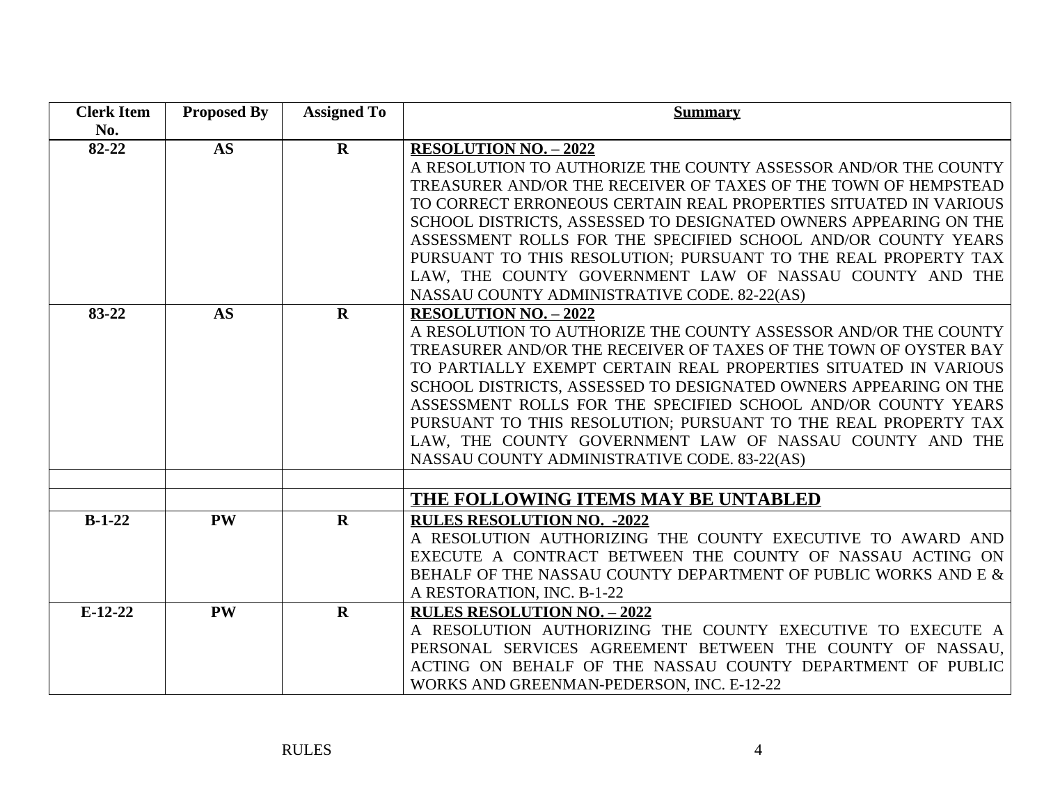| Clerk Item No. | Proposed By | Assigned To | Summary |
|---|---|---|---|
| 82-22 | AS | R | **RESOLUTION NO. – 2022** A RESOLUTION TO AUTHORIZE THE COUNTY ASSESSOR AND/OR THE COUNTY TREASURER AND/OR THE RECEIVER OF TAXES OF THE TOWN OF HEMPSTEAD TO CORRECT ERRONEOUS CERTAIN REAL PROPERTIES SITUATED IN VARIOUS SCHOOL DISTRICTS, ASSESSED TO DESIGNATED OWNERS APPEARING ON THE ASSESSMENT ROLLS FOR THE SPECIFIED SCHOOL AND/OR COUNTY YEARS PURSUANT TO THIS RESOLUTION; PURSUANT TO THE REAL PROPERTY TAX LAW, THE COUNTY GOVERNMENT LAW OF NASSAU COUNTY AND THE NASSAU COUNTY ADMINISTRATIVE CODE. 82-22(AS) |
| 83-22 | AS | R | **RESOLUTION NO. – 2022** A RESOLUTION TO AUTHORIZE THE COUNTY ASSESSOR AND/OR THE COUNTY TREASURER AND/OR THE RECEIVER OF TAXES OF THE TOWN OF OYSTER BAY TO PARTIALLY EXEMPT CERTAIN REAL PROPERTIES SITUATED IN VARIOUS SCHOOL DISTRICTS, ASSESSED TO DESIGNATED OWNERS APPEARING ON THE ASSESSMENT ROLLS FOR THE SPECIFIED SCHOOL AND/OR COUNTY YEARS PURSUANT TO THIS RESOLUTION; PURSUANT TO THE REAL PROPERTY TAX LAW, THE COUNTY GOVERNMENT LAW OF NASSAU COUNTY AND THE NASSAU COUNTY ADMINISTRATIVE CODE. 83-22(AS) |
| | | | |
| | | | **THE FOLLOWING ITEMS MAY BE UNTABLED** |
| B-1-22 | PW | R | **RULES RESOLUTION NO. -2022** A RESOLUTION AUTHORIZING THE COUNTY EXECUTIVE TO AWARD AND EXECUTE A CONTRACT BETWEEN THE COUNTY OF NASSAU ACTING ON BEHALF OF THE NASSAU COUNTY DEPARTMENT OF PUBLIC WORKS AND E & A RESTORATION, INC. B-1-22 |
| E-12-22 | PW | R | **RULES RESOLUTION NO. – 2022** A RESOLUTION AUTHORIZING THE COUNTY EXECUTIVE TO EXECUTE A PERSONAL SERVICES AGREEMENT BETWEEN THE COUNTY OF NASSAU, ACTING ON BEHALF OF THE NASSAU COUNTY DEPARTMENT OF PUBLIC WORKS AND GREENMAN-PEDERSON, INC. E-12-22 |